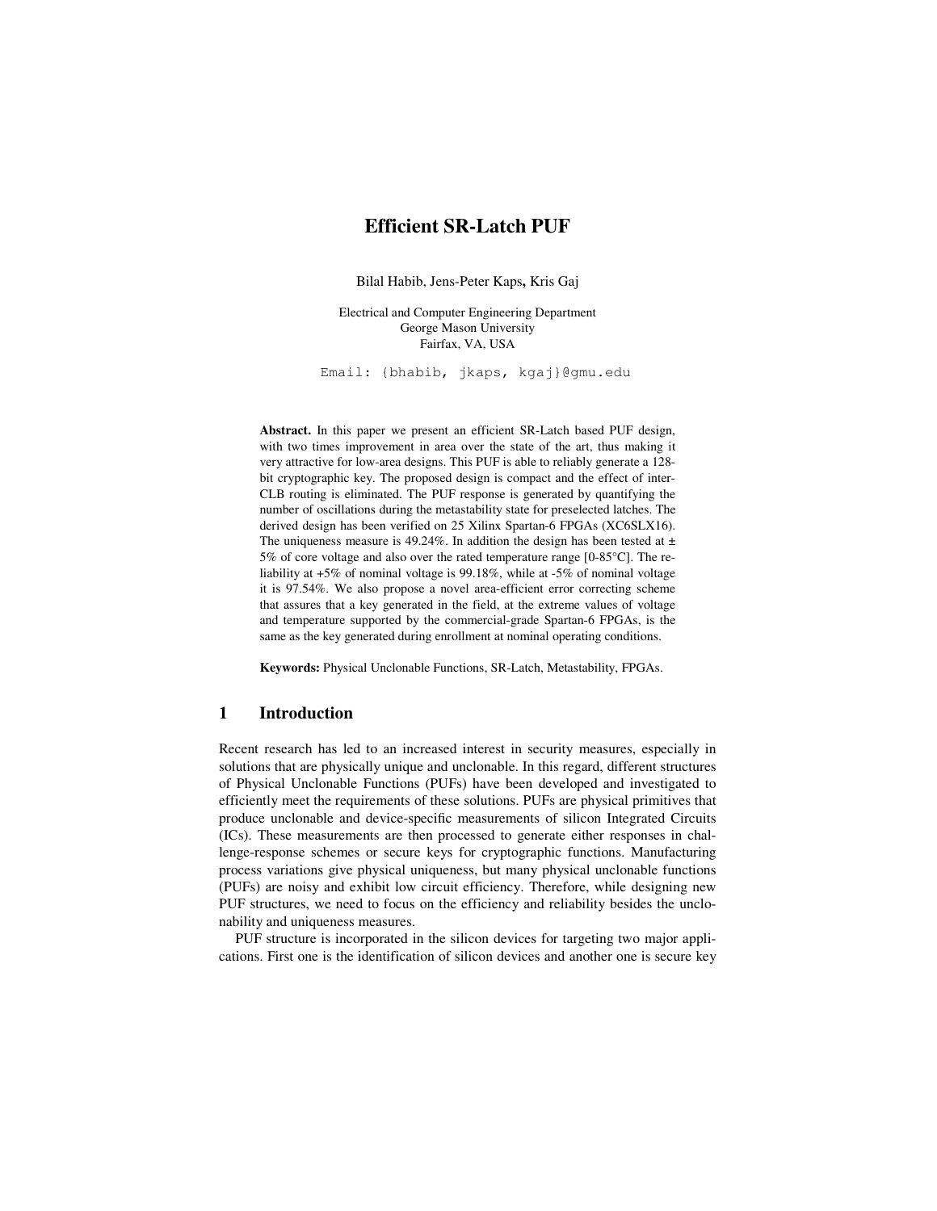# Efficient SR-Latch PUF

Bilal Habib, Jens-Peter Kaps, Kris Gaj

Electrical and Computer Engineering Department
George Mason University
Fairfax, VA, USA

Email: {bhabib, jkaps, kgaj}@gmu.edu

**Abstract.** In this paper we present an efficient SR-Latch based PUF design, with two times improvement in area over the state of the art, thus making it very attractive for low-area designs. This PUF is able to reliably generate a 128-bit cryptographic key. The proposed design is compact and the effect of inter-CLB routing is eliminated. The PUF response is generated by quantifying the number of oscillations during the metastability state for preselected latches. The derived design has been verified on 25 Xilinx Spartan-6 FPGAs (XC6SLX16). The uniqueness measure is 49.24%. In addition the design has been tested at ± 5% of core voltage and also over the rated temperature range [0-85°C]. The reliability at +5% of nominal voltage is 99.18%, while at -5% of nominal voltage it is 97.54%. We also propose a novel area-efficient error correcting scheme that assures that a key generated in the field, at the extreme values of voltage and temperature supported by the commercial-grade Spartan-6 FPGAs, is the same as the key generated during enrollment at nominal operating conditions.

**Keywords:** Physical Unclonable Functions, SR-Latch, Metastability, FPGAs.

## 1 Introduction

Recent research has led to an increased interest in security measures, especially in solutions that are physically unique and unclonable. In this regard, different structures of Physical Unclonable Functions (PUFs) have been developed and investigated to efficiently meet the requirements of these solutions. PUFs are physical primitives that produce unclonable and device-specific measurements of silicon Integrated Circuits (ICs). These measurements are then processed to generate either responses in challenge-response schemes or secure keys for cryptographic functions. Manufacturing process variations give physical uniqueness, but many physical unclonable functions (PUFs) are noisy and exhibit low circuit efficiency. Therefore, while designing new PUF structures, we need to focus on the efficiency and reliability besides the unclonability and uniqueness measures.

PUF structure is incorporated in the silicon devices for targeting two major applications. First one is the identification of silicon devices and another one is secure key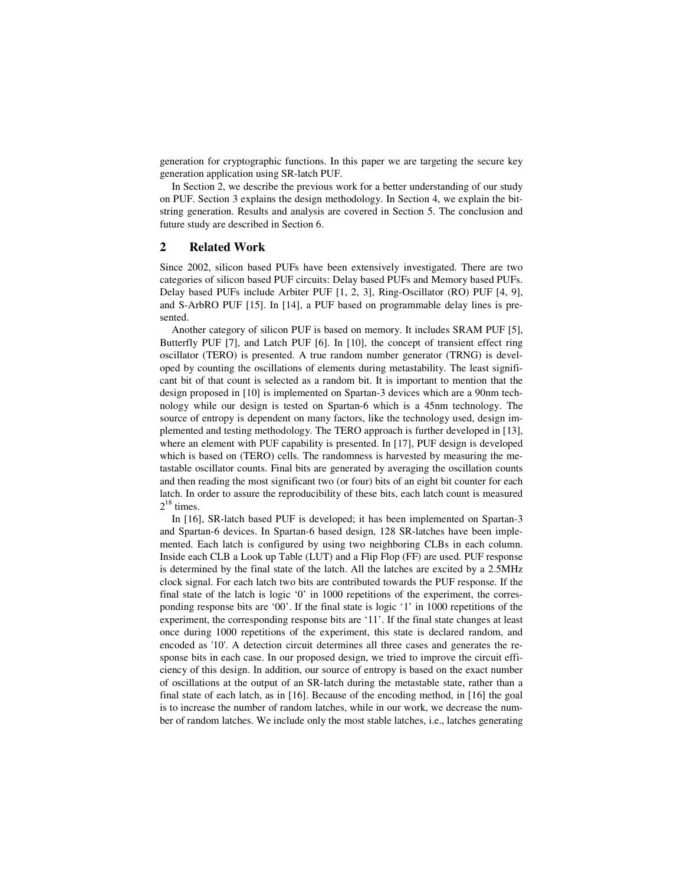generation for cryptographic functions. In this paper we are targeting the secure key generation application using SR-latch PUF.

In Section 2, we describe the previous work for a better understanding of our study on PUF. Section 3 explains the design methodology. In Section 4, we explain the bit-string generation. Results and analysis are covered in Section 5. The conclusion and future study are described in Section 6.

## 2 Related Work

Since 2002, silicon based PUFs have been extensively investigated. There are two categories of silicon based PUF circuits: Delay based PUFs and Memory based PUFs. Delay based PUFs include Arbiter PUF [1, 2, 3], Ring-Oscillator (RO) PUF [4, 9], and S-ArbRO PUF [15]. In [14], a PUF based on programmable delay lines is presented.

Another category of silicon PUF is based on memory. It includes SRAM PUF [5], Butterfly PUF [7], and Latch PUF [6]. In [10], the concept of transient effect ring oscillator (TERO) is presented. A true random number generator (TRNG) is developed by counting the oscillations of elements during metastability. The least significant bit of that count is selected as a random bit. It is important to mention that the design proposed in [10] is implemented on Spartan-3 devices which are a 90nm technology while our design is tested on Spartan-6 which is a 45nm technology. The source of entropy is dependent on many factors, like the technology used, design implemented and testing methodology. The TERO approach is further developed in [13], where an element with PUF capability is presented. In [17], PUF design is developed which is based on (TERO) cells. The randomness is harvested by measuring the metastable oscillator counts. Final bits are generated by averaging the oscillation counts and then reading the most significant two (or four) bits of an eight bit counter for each latch. In order to assure the reproducibility of these bits, each latch count is measured $2^{18}$ times.

In [16], SR-latch based PUF is developed; it has been implemented on Spartan-3 and Spartan-6 devices. In Spartan-6 based design, 128 SR-latches have been implemented. Each latch is configured by using two neighboring CLBs in each column. Inside each CLB a Look up Table (LUT) and a Flip Flop (FF) are used. PUF response is determined by the final state of the latch. All the latches are excited by a 2.5MHz clock signal. For each latch two bits are contributed towards the PUF response. If the final state of the latch is logic '0' in 1000 repetitions of the experiment, the corresponding response bits are '00'. If the final state is logic '1' in 1000 repetitions of the experiment, the corresponding response bits are '11'. If the final state changes at least once during 1000 repetitions of the experiment, this state is declared random, and encoded as '10'. A detection circuit determines all three cases and generates the response bits in each case. In our proposed design, we tried to improve the circuit efficiency of this design. In addition, our source of entropy is based on the exact number of oscillations at the output of an SR-latch during the metastable state, rather than a final state of each latch, as in [16]. Because of the encoding method, in [16] the goal is to increase the number of random latches, while in our work, we decrease the number of random latches. We include only the most stable latches, i.e., latches generating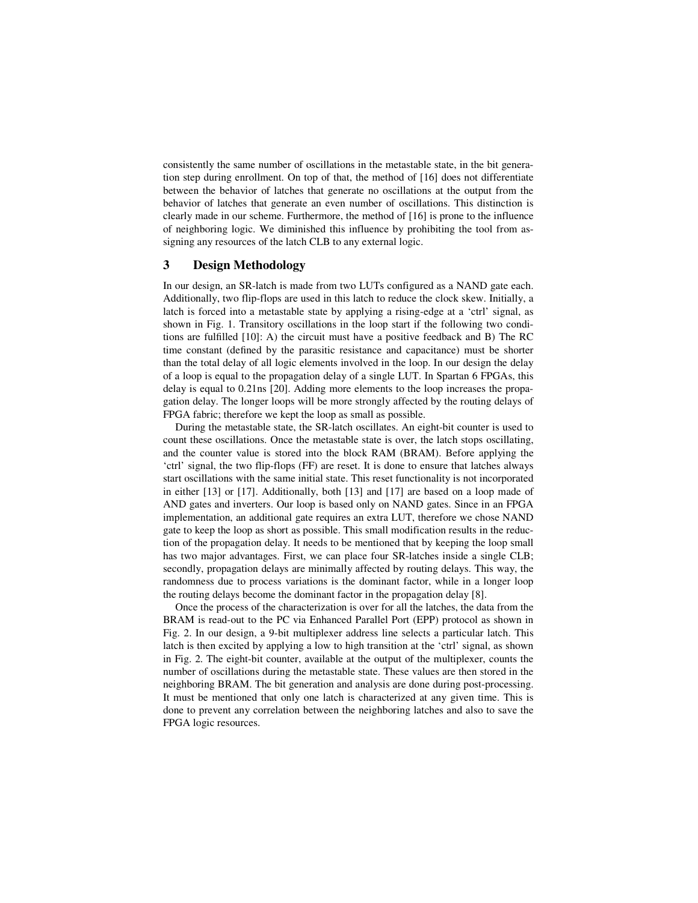consistently the same number of oscillations in the metastable state, in the bit generation step during enrollment. On top of that, the method of [16] does not differentiate between the behavior of latches that generate no oscillations at the output from the behavior of latches that generate an even number of oscillations. This distinction is clearly made in our scheme. Furthermore, the method of [16] is prone to the influence of neighboring logic. We diminished this influence by prohibiting the tool from assigning any resources of the latch CLB to any external logic.

## 3 Design Methodology

In our design, an SR-latch is made from two LUTs configured as a NAND gate each. Additionally, two flip-flops are used in this latch to reduce the clock skew. Initially, a latch is forced into a metastable state by applying a rising-edge at a 'ctrl' signal, as shown in Fig. 1. Transitory oscillations in the loop start if the following two conditions are fulfilled [10]: A) the circuit must have a positive feedback and B) The RC time constant (defined by the parasitic resistance and capacitance) must be shorter than the total delay of all logic elements involved in the loop. In our design the delay of a loop is equal to the propagation delay of a single LUT. In Spartan 6 FPGAs, this delay is equal to 0.21ns [20]. Adding more elements to the loop increases the propagation delay. The longer loops will be more strongly affected by the routing delays of FPGA fabric; therefore we kept the loop as small as possible.

During the metastable state, the SR-latch oscillates. An eight-bit counter is used to count these oscillations. Once the metastable state is over, the latch stops oscillating, and the counter value is stored into the block RAM (BRAM). Before applying the 'ctrl' signal, the two flip-flops (FF) are reset. It is done to ensure that latches always start oscillations with the same initial state. This reset functionality is not incorporated in either [13] or [17]. Additionally, both [13] and [17] are based on a loop made of AND gates and inverters. Our loop is based only on NAND gates. Since in an FPGA implementation, an additional gate requires an extra LUT, therefore we chose NAND gate to keep the loop as short as possible. This small modification results in the reduction of the propagation delay. It needs to be mentioned that by keeping the loop small has two major advantages. First, we can place four SR-latches inside a single CLB; secondly, propagation delays are minimally affected by routing delays. This way, the randomness due to process variations is the dominant factor, while in a longer loop the routing delays become the dominant factor in the propagation delay [8].

Once the process of the characterization is over for all the latches, the data from the BRAM is read-out to the PC via Enhanced Parallel Port (EPP) protocol as shown in Fig. 2. In our design, a 9-bit multiplexer address line selects a particular latch. This latch is then excited by applying a low to high transition at the 'ctrl' signal, as shown in Fig. 2. The eight-bit counter, available at the output of the multiplexer, counts the number of oscillations during the metastable state. These values are then stored in the neighboring BRAM. The bit generation and analysis are done during post-processing. It must be mentioned that only one latch is characterized at any given time. This is done to prevent any correlation between the neighboring latches and also to save the FPGA logic resources.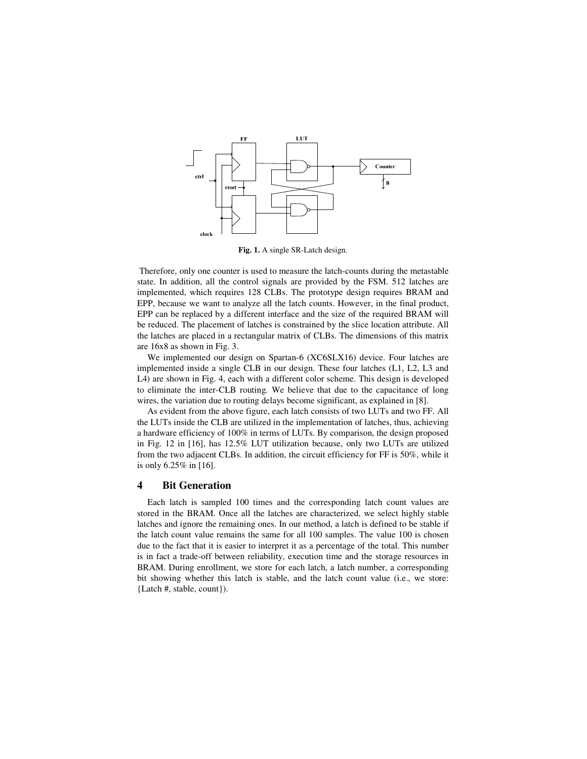Fig. 1. A single SR-Latch design.

Therefore, only one counter is used to measure the latch-counts during the metastable state. In addition, all the control signals are provided by the FSM. 512 latches are implemented, which requires 128 CLBs. The prototype design requires BRAM and EPP, because we want to analyze all the latch counts. However, in the final product, EPP can be replaced by a different interface and the size of the required BRAM will be reduced. The placement of latches is constrained by the slice location attribute. All the latches are placed in a rectangular matrix of CLBs. The dimensions of this matrix are 16x8 as shown in Fig. 3.

We implemented our design on Spartan-6 (XC6SLX16) device. Four latches are implemented inside a single CLB in our design. These four latches (L1, L2, L3 and L4) are shown in Fig. 4, each with a different color scheme. This design is developed to eliminate the inter-CLB routing. We believe that due to the capacitance of long wires, the variation due to routing delays become significant, as explained in [8].

As evident from the above figure, each latch consists of two LUTs and two FF. All the LUTs inside the CLB are utilized in the implementation of latches, thus, achieving a hardware efficiency of 100% in terms of LUTs. By comparison, the design proposed in Fig. 12 in [16], has 12.5% LUT utilization because, only two LUTs are utilized from the two adjacent CLBs. In addition, the circuit efficiency for FF is 50%, while it is only 6.25% in [16].

## 4 Bit Generation

Each latch is sampled 100 times and the corresponding latch count values are stored in the BRAM. Once all the latches are characterized, we select highly stable latches and ignore the remaining ones. In our method, a latch is defined to be stable if the latch count value remains the same for all 100 samples. The value 100 is chosen due to the fact that it is easier to interpret it as a percentage of the total. This number is in fact a trade-off between reliability, execution time and the storage resources in BRAM. During enrollment, we store for each latch, a latch number, a corresponding bit showing whether this latch is stable, and the latch count value (i.e., we store: {Latch #, stable, count}).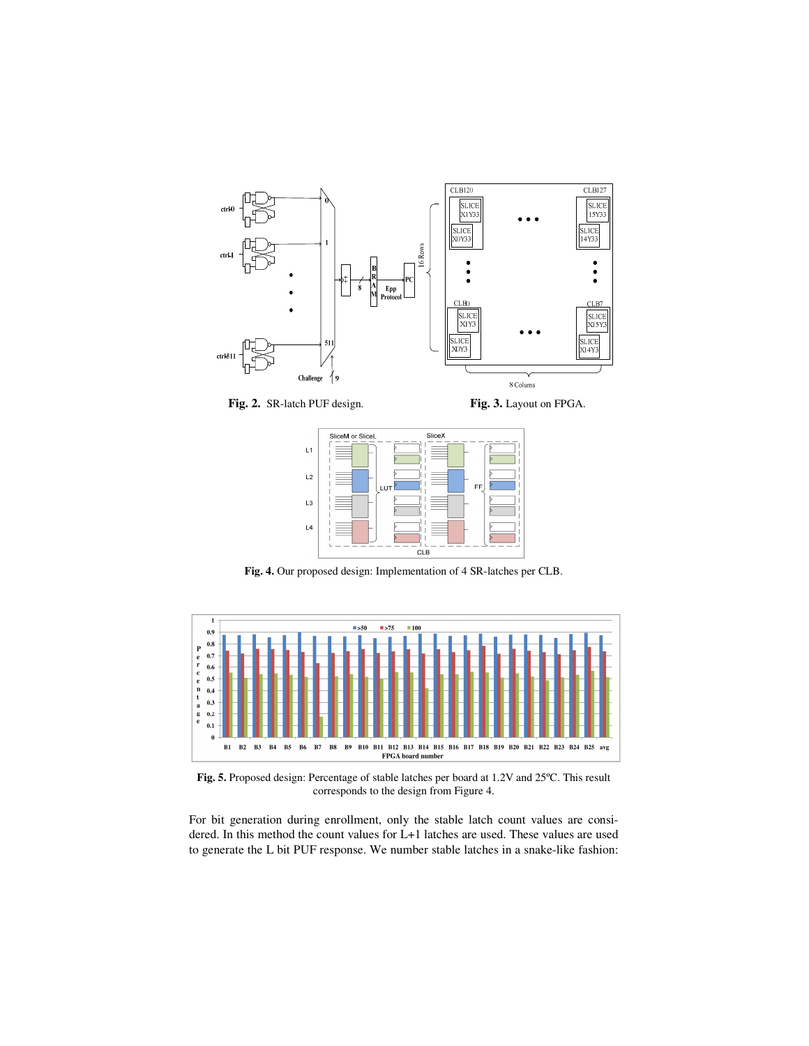**Fig. 2.** SR-latch PUF design.

**Fig. 3.** Layout on FPGA.

**Fig. 4.** Our proposed design: Implementation of 4 SR-latches per CLB.

**Fig. 5.** Proposed design: Percentage of stable latches per board at 1.2V and 25ºC. This result corresponds to the design from Figure 4.

For bit generation during enrollment, only the stable latch count values are considered. In this method the count values for L+1 latches are used. These values are used to generate the L bit PUF response. We number stable latches in a snake-like fashion: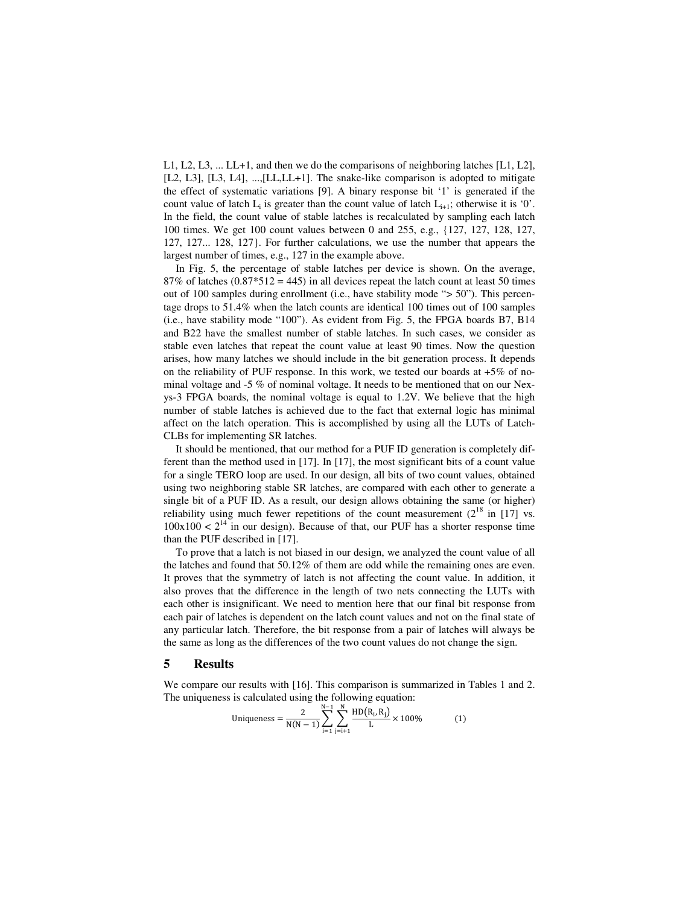L1, L2, L3, ... LL+1, and then we do the comparisons of neighboring latches [L1, L2], [L2, L3], [L3, L4], ...,[LL,LL+1]. The snake-like comparison is adopted to mitigate the effect of systematic variations [9]. A binary response bit '1' is generated if the count value of latch $L_i$ is greater than the count value of latch $L_{i+1}$; otherwise it is '0'. In the field, the count value of stable latches is recalculated by sampling each latch 100 times. We get 100 count values between 0 and 255, e.g., {127, 127, 128, 127, 127, 127... 128, 127}. For further calculations, we use the number that appears the largest number of times, e.g., 127 in the example above.

In Fig. 5, the percentage of stable latches per device is shown. On the average, 87% of latches (0.87*512 = 445) in all devices repeat the latch count at least 50 times out of 100 samples during enrollment (i.e., have stability mode "> 50"). This percentage drops to 51.4% when the latch counts are identical 100 times out of 100 samples (i.e., have stability mode "100"). As evident from Fig. 5, the FPGA boards B7, B14 and B22 have the smallest number of stable latches. In such cases, we consider as stable even latches that repeat the count value at least 90 times. Now the question arises, how many latches we should include in the bit generation process. It depends on the reliability of PUF response. In this work, we tested our boards at +5% of nominal voltage and -5 % of nominal voltage. It needs to be mentioned that on our Nexys-3 FPGA boards, the nominal voltage is equal to 1.2V. We believe that the high number of stable latches is achieved due to the fact that external logic has minimal affect on the latch operation. This is accomplished by using all the LUTs of Latch-CLBs for implementing SR latches.

It should be mentioned, that our method for a PUF ID generation is completely different than the method used in [17]. In [17], the most significant bits of a count value for a single TERO loop are used. In our design, all bits of two count values, obtained using two neighboring stable SR latches, are compared with each other to generate a single bit of a PUF ID. As a result, our design allows obtaining the same (or higher) reliability using much fewer repetitions of the count measurement ($2^{18}$ in [17] vs. $100 \times 100 < 2^{14}$ in our design). Because of that, our PUF has a shorter response time than the PUF described in [17].

To prove that a latch is not biased in our design, we analyzed the count value of all the latches and found that 50.12% of them are odd while the remaining ones are even. It proves that the symmetry of latch is not affecting the count value. In addition, it also proves that the difference in the length of two nets connecting the LUTs with each other is insignificant. We need to mention here that our final bit response from each pair of latches is dependent on the latch count values and not on the final state of any particular latch. Therefore, the bit response from a pair of latches will always be the same as long as the differences of the two count values do not change the sign.

## 5 Results

We compare our results with [16]. This comparison is summarized in Tables 1 and 2. The uniqueness is calculated using the following equation:

$$\text{Uniqueness} = \frac{2}{N(N-1)} \sum_{i=1}^{N-1} \sum_{j=i+1}^{N} \frac{HD(R_i, R_j)}{L} \times 100\% \qquad (1)$$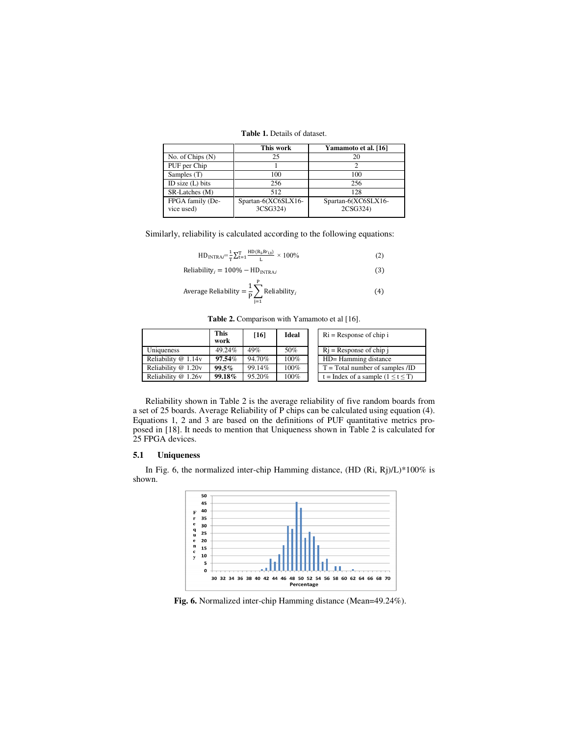**Table 1.** Details of dataset.

| | This work | Yamamoto et al. [16] |
|---|---|---|
| No. of Chips (N) | 25 | 20 |
| PUF per Chip | 1 | 2 |
| Samples (T) | 100 | 100 |
| ID size (L) bits | 256 | 256 |
| SR-Latches (M) | 512 | 128 |
| FPGA family (Device used) | Spartan-6(XC6SLX16-3CSG324) | Spartan-6(XC6SLX16-2CSG324) |

Similarly, reliability is calculated according to the following equations:

$$\mathrm{HD}_{\mathrm{INTRA}i}=\frac{1}{T}\sum_{t=1}^{T}\frac{\mathrm{HD}(R_i,R'_{i,t})}{L}\times 100\% \tag{2}$$

$$\mathrm{Reliability}_i = 100\% - \mathrm{HD}_{\mathrm{INTRA}i} \tag{3}$$

$$\text{Average Reliability} = \frac{1}{P}\sum_{j=1}^{P}\mathrm{Reliability}_j \tag{4}$$

**Table 2.** Comparison with Yamamoto et al [16].

| | This work | [16] | Ideal |
|---|---|---|---|
| Uniqueness | 49.24% | 49% | 50% |
| Reliability @ 1.14v | **97.54%** | 94.70% | 100% |
| Reliability @ 1.20v | **99.5%** | 99.14% | 100% |
| Reliability @ 1.26v | **99.18%** | 95.20% | 100% |

| |
|---|
| Ri = Response of chip i |
| Rj = Response of chip j |
| HD= Hamming distance |
| T = Total number of samples /ID |
| t = Index of a sample ($1 \leq t \leq T$) |

Reliability shown in Table 2 is the average reliability of five random boards from a set of 25 boards. Average Reliability of P chips can be calculated using equation (4). Equations 1, 2 and 3 are based on the definitions of PUF quantitative metrics proposed in [18]. It needs to mention that Uniqueness shown in Table 2 is calculated for 25 FPGA devices.

## 5.1 Uniqueness

In Fig. 6, the normalized inter-chip Hamming distance, (HD (Ri, Rj)/L)*100% is shown.

**Fig. 6.** Normalized inter-chip Hamming distance (Mean=49.24%).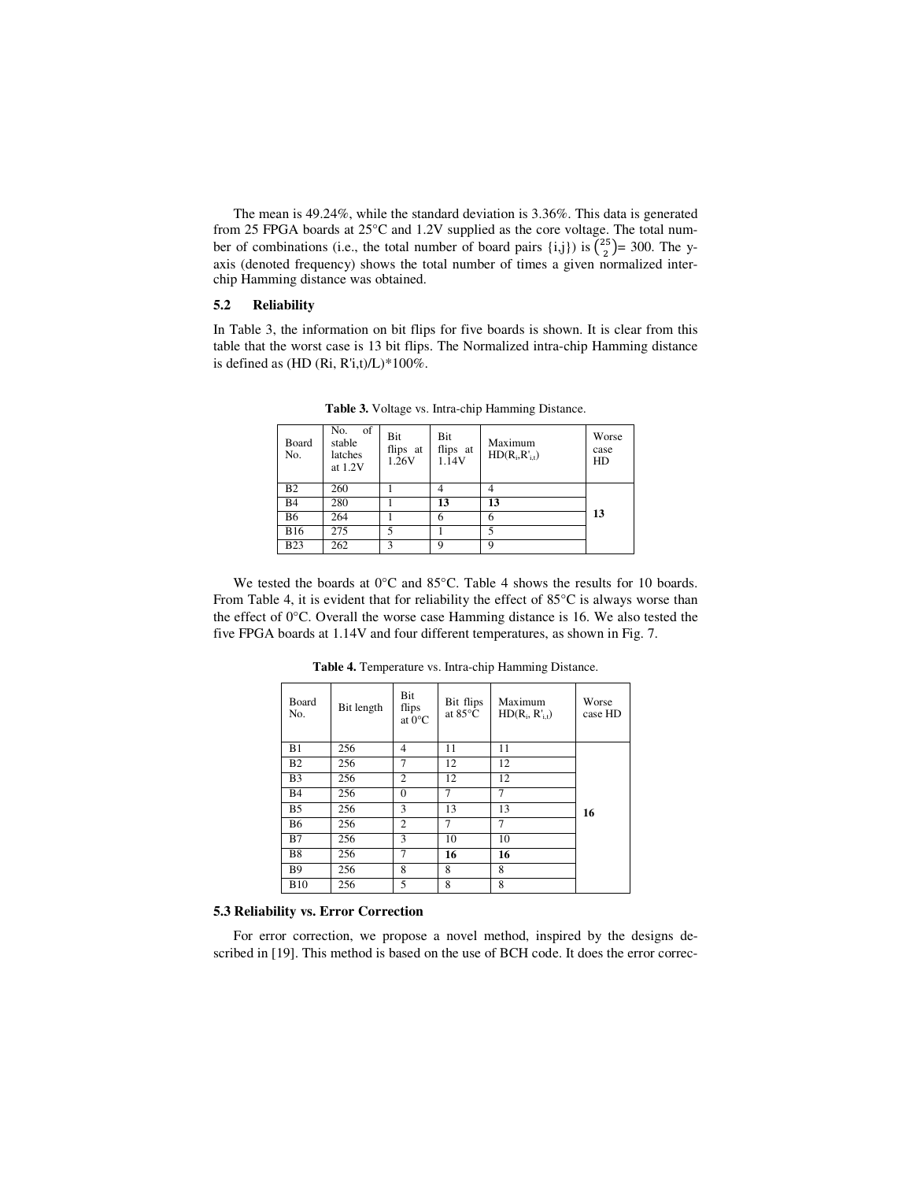The mean is 49.24%, while the standard deviation is 3.36%. This data is generated from 25 FPGA boards at 25°C and 1.2V supplied as the core voltage. The total number of combinations (i.e., the total number of board pairs {i,j}) is $\binom{25}{2}$= 300. The y-axis (denoted frequency) shows the total number of times a given normalized inter-chip Hamming distance was obtained.

### 5.2 Reliability

In Table 3, the information on bit flips for five boards is shown. It is clear from this table that the worst case is 13 bit flips. The Normalized intra-chip Hamming distance is defined as (HD (Ri, R'i,t)/L)*100%.

**Table 3.** Voltage vs. Intra-chip Hamming Distance.

| Board No. | No. of stable latches at 1.2V | Bit flips at 1.26V | Bit flips at 1.14V | Maximum $HD(R_i,R'_{i,t})$ | Worse case HD |
|---|---|---|---|---|---|
| B2 | 260 | 1 | 4 | 4 | |
| B4 | 280 | 1 | **13** | **13** | |
| B6 | 264 | 1 | 6 | 6 | **13** |
| B16 | 275 | 5 | 1 | 5 | |
| B23 | 262 | 3 | 9 | 9 | |

We tested the boards at 0°C and 85°C. Table 4 shows the results for 10 boards. From Table 4, it is evident that for reliability the effect of 85°C is always worse than the effect of 0°C. Overall the worse case Hamming distance is 16. We also tested the five FPGA boards at 1.14V and four different temperatures, as shown in Fig. 7.

**Table 4.** Temperature vs. Intra-chip Hamming Distance.

| Board No. | Bit length | Bit flips at 0°C | Bit flips at 85°C | Maximum $HD(R_i, R'_{i,t})$ | Worse case HD |
|---|---|---|---|---|---|
| B1 | 256 | 4 | 11 | 11 | |
| B2 | 256 | 7 | 12 | 12 | |
| B3 | 256 | 2 | 12 | 12 | |
| B4 | 256 | 0 | 7 | 7 | |
| B5 | 256 | 3 | 13 | 13 | **16** |
| B6 | 256 | 2 | 7 | 7 | |
| B7 | 256 | 3 | 10 | 10 | |
| B8 | 256 | 7 | **16** | **16** | |
| B9 | 256 | 8 | 8 | 8 | |
| B10 | 256 | 5 | 8 | 8 | |

### 5.3 Reliability vs. Error Correction

For error correction, we propose a novel method, inspired by the designs described in [19]. This method is based on the use of BCH code. It does the error correc-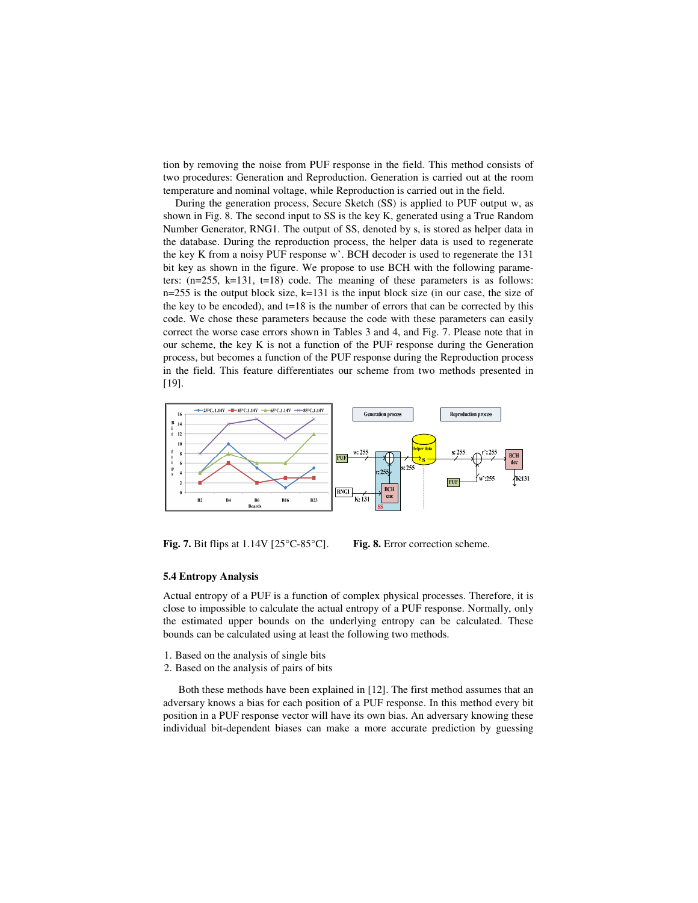tion by removing the noise from PUF response in the field. This method consists of two procedures: Generation and Reproduction. Generation is carried out at the room temperature and nominal voltage, while Reproduction is carried out in the field.

During the generation process, Secure Sketch (SS) is applied to PUF output w, as shown in Fig. 8. The second input to SS is the key K, generated using a True Random Number Generator, RNG1. The output of SS, denoted by s, is stored as helper data in the database. During the reproduction process, the helper data is used to regenerate the key K from a noisy PUF response w'. BCH decoder is used to regenerate the 131 bit key as shown in the figure. We propose to use BCH with the following parameters: (n=255, k=131, t=18) code. The meaning of these parameters is as follows: n=255 is the output block size, k=131 is the input block size (in our case, the size of the key to be encoded), and t=18 is the number of errors that can be corrected by this code. We chose these parameters because the code with these parameters can easily correct the worse case errors shown in Tables 3 and 4, and Fig. 7. Please note that in our scheme, the key K is not a function of the PUF response during the Generation process, but becomes a function of the PUF response during the Reproduction process in the field. This feature differentiates our scheme from two methods presented in [19].

**Fig. 7.** Bit flips at 1.14V [25°C-85°C].

**Fig. 8.** Error correction scheme.

### 5.4 Entropy Analysis

Actual entropy of a PUF is a function of complex physical processes. Therefore, it is close to impossible to calculate the actual entropy of a PUF response. Normally, only the estimated upper bounds on the underlying entropy can be calculated. These bounds can be calculated using at least the following two methods.

1. Based on the analysis of single bits
2. Based on the analysis of pairs of bits

Both these methods have been explained in [12]. The first method assumes that an adversary knows a bias for each position of a PUF response. In this method every bit position in a PUF response vector will have its own bias. An adversary knowing these individual bit-dependent biases can make a more accurate prediction by guessing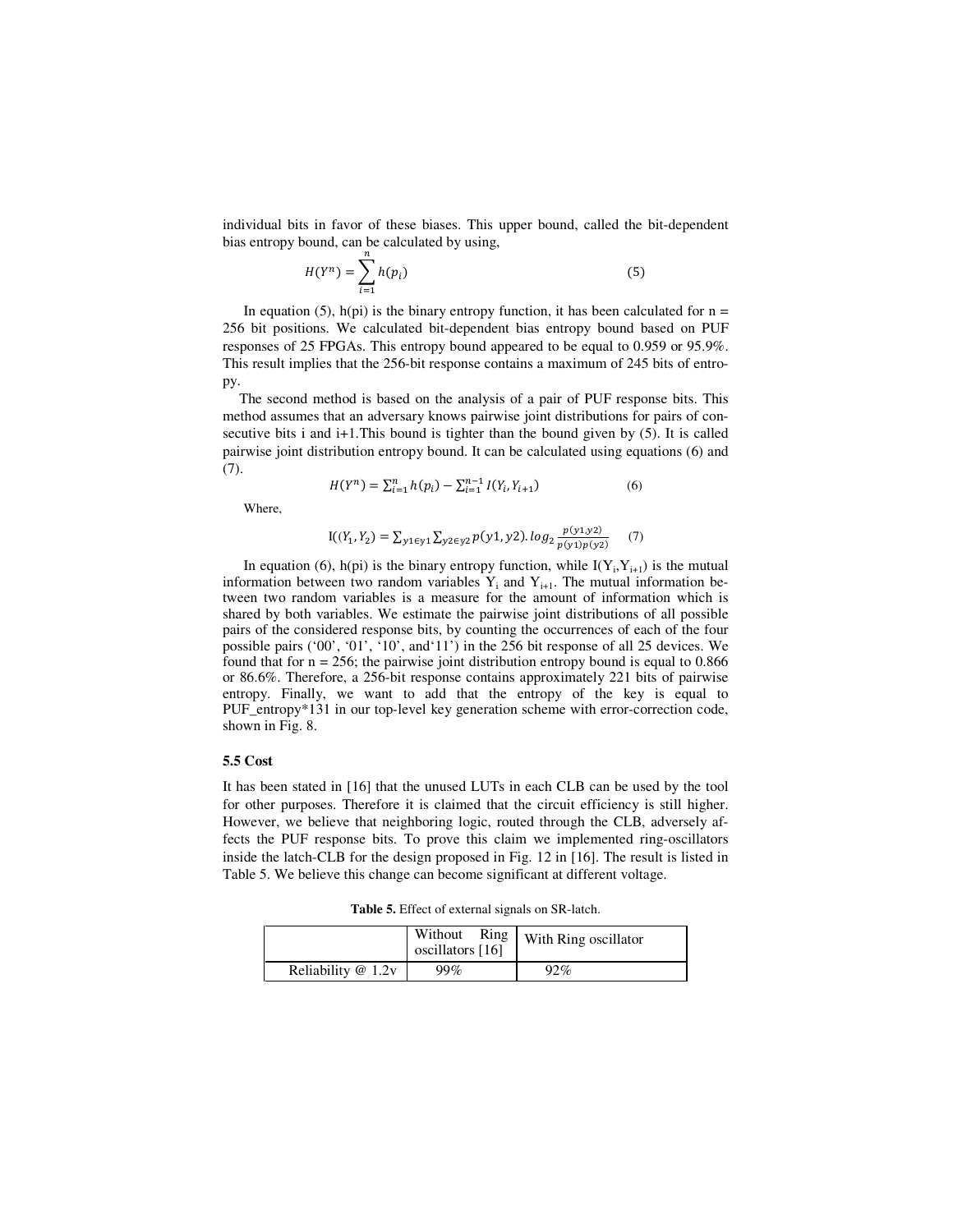individual bits in favor of these biases. This upper bound, called the bit-dependent bias entropy bound, can be calculated by using,

$$H(Y^n) = \sum_{i=1}^{n} h(p_i) \tag{5}$$

In equation (5), h(pi) is the binary entropy function, it has been calculated for n = 256 bit positions. We calculated bit-dependent bias entropy bound based on PUF responses of 25 FPGAs. This entropy bound appeared to be equal to 0.959 or 95.9%. This result implies that the 256-bit response contains a maximum of 245 bits of entropy.

The second method is based on the analysis of a pair of PUF response bits. This method assumes that an adversary knows pairwise joint distributions for pairs of consecutive bits i and i+1.This bound is tighter than the bound given by (5). It is called pairwise joint distribution entropy bound. It can be calculated using equations (6) and (7).

$$H(Y^n) = \sum_{i=1}^{n} h(p_i) - \sum_{i=1}^{n-1} I(Y_i, Y_{i+1}) \tag{6}$$

Where,

$$\mathrm{I}((Y_1, Y_2) = \sum_{y1 \in y1} \sum_{y2 \in y2} p(y1, y2). \log_2 \frac{p(y1,y2)}{p(y1)p(y2)} \tag{7}$$

In equation (6), h(pi) is the binary entropy function, while $I(Y_i, Y_{i+1})$ is the mutual information between two random variables $Y_i$ and $Y_{i+1}$. The mutual information between two random variables is a measure for the amount of information which is shared by both variables. We estimate the pairwise joint distributions of all possible pairs of the considered response bits, by counting the occurrences of each of the four possible pairs ('00', '01', '10', and'11') in the 256 bit response of all 25 devices. We found that for n = 256; the pairwise joint distribution entropy bound is equal to 0.866 or 86.6%. Therefore, a 256-bit response contains approximately 221 bits of pairwise entropy. Finally, we want to add that the entropy of the key is equal to PUF_entropy*131 in our top-level key generation scheme with error-correction code, shown in Fig. 8.

### 5.5 Cost

It has been stated in [16] that the unused LUTs in each CLB can be used by the tool for other purposes. Therefore it is claimed that the circuit efficiency is still higher. However, we believe that neighboring logic, routed through the CLB, adversely affects the PUF response bits. To prove this claim we implemented ring-oscillators inside the latch-CLB for the design proposed in Fig. 12 in [16]. The result is listed in Table 5. We believe this change can become significant at different voltage.

**Table 5.** Effect of external signals on SR-latch.

| | Without Ring oscillators [16] | With Ring oscillator |
|---|---|---|
| Reliability @ 1.2v | 99% | 92% |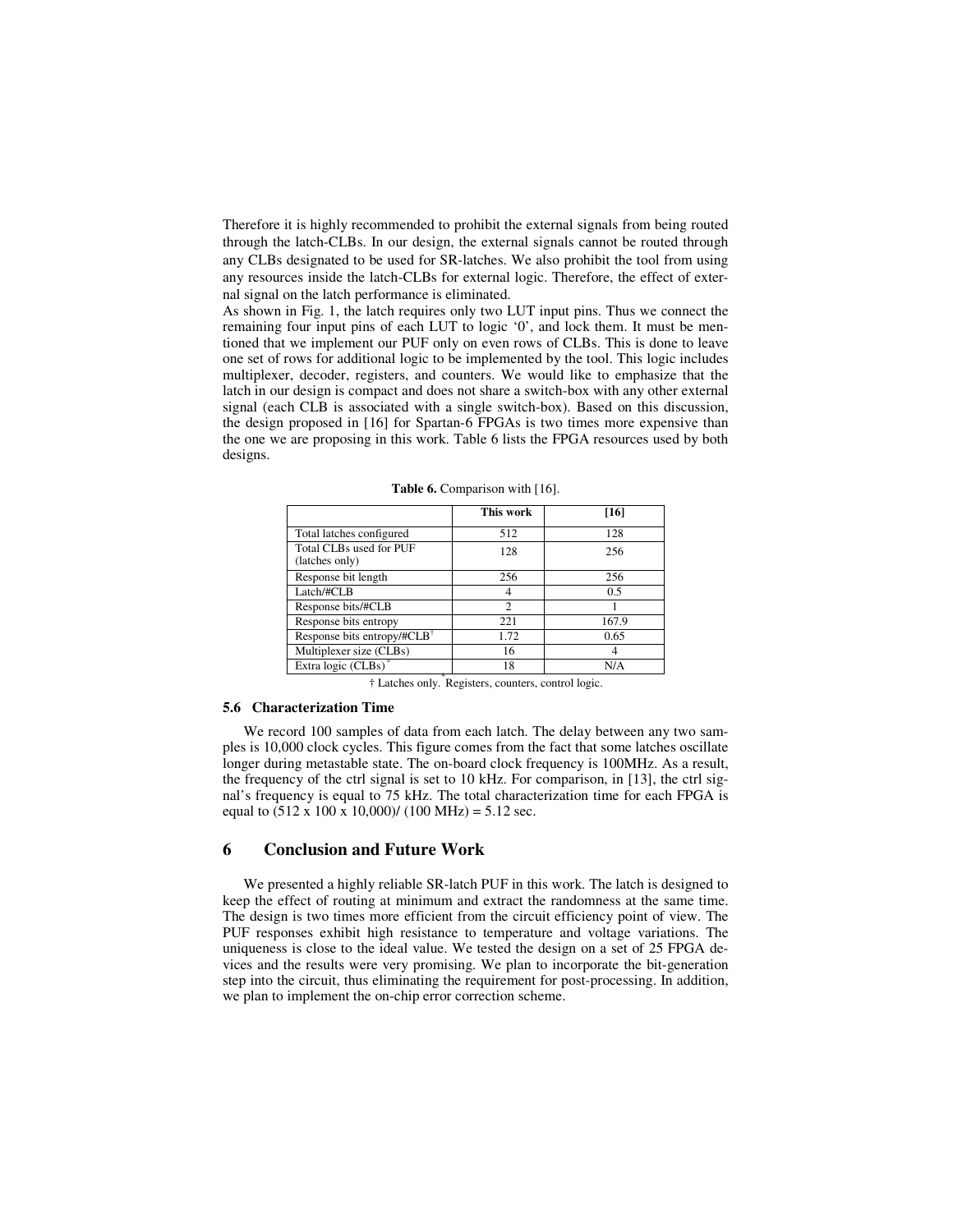Therefore it is highly recommended to prohibit the external signals from being routed through the latch-CLBs. In our design, the external signals cannot be routed through any CLBs designated to be used for SR-latches. We also prohibit the tool from using any resources inside the latch-CLBs for external logic. Therefore, the effect of external signal on the latch performance is eliminated.

As shown in Fig. 1, the latch requires only two LUT input pins. Thus we connect the remaining four input pins of each LUT to logic '0', and lock them. It must be mentioned that we implement our PUF only on even rows of CLBs. This is done to leave one set of rows for additional logic to be implemented by the tool. This logic includes multiplexer, decoder, registers, and counters. We would like to emphasize that the latch in our design is compact and does not share a switch-box with any other external signal (each CLB is associated with a single switch-box). Based on this discussion, the design proposed in [16] for Spartan-6 FPGAs is two times more expensive than the one we are proposing in this work. Table 6 lists the FPGA resources used by both designs.

**Table 6.** Comparison with [16].

| | This work | [16] |
|---|---|---|
| Total latches configured | 512 | 128 |
| Total CLBs used for PUF (latches only) | 128 | 256 |
| Response bit length | 256 | 256 |
| Latch/#CLB | 4 | 0.5 |
| Response bits/#CLB | 2 | 1 |
| Response bits entropy | 221 | 167.9 |
| Response bits entropy/#CLB† | 1.72 | 0.65 |
| Multiplexer size (CLBs) | 16 | 4 |
| Extra logic (CLBs)* | 18 | N/A |

† Latches only. * Registers, counters, control logic.

### 5.6 Characterization Time

We record 100 samples of data from each latch. The delay between any two samples is 10,000 clock cycles. This figure comes from the fact that some latches oscillate longer during metastable state. The on-board clock frequency is 100MHz. As a result, the frequency of the ctrl signal is set to 10 kHz. For comparison, in [13], the ctrl signal's frequency is equal to 75 kHz. The total characterization time for each FPGA is equal to (512 x 100 x 10,000)/ (100 MHz) = 5.12 sec.

## 6 Conclusion and Future Work

We presented a highly reliable SR-latch PUF in this work. The latch is designed to keep the effect of routing at minimum and extract the randomness at the same time. The design is two times more efficient from the circuit efficiency point of view. The PUF responses exhibit high resistance to temperature and voltage variations. The uniqueness is close to the ideal value. We tested the design on a set of 25 FPGA devices and the results were very promising. We plan to incorporate the bit-generation step into the circuit, thus eliminating the requirement for post-processing. In addition, we plan to implement the on-chip error correction scheme.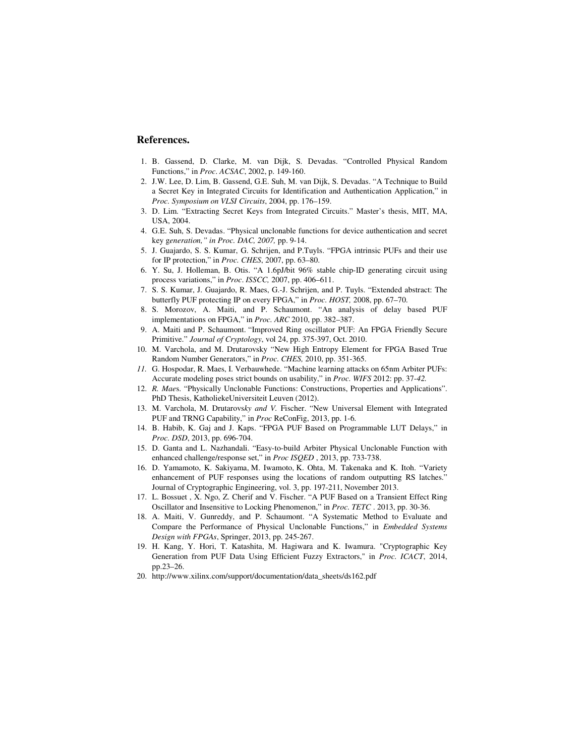## References.

1. B. Gassend, D. Clarke, M. van Dijk, S. Devadas. "Controlled Physical Random Functions," in *Proc. ACSAC*, 2002, p. 149-160.
2. J.W. Lee, D. Lim, B. Gassend, G.E. Suh, M. van Dijk, S. Devadas. "A Technique to Build a Secret Key in Integrated Circuits for Identification and Authentication Application," in *Proc. Symposium on VLSI Circuits*, 2004, pp. 176–159.
3. D. Lim. "Extracting Secret Keys from Integrated Circuits." Master's thesis, MIT, MA, USA, 2004.
4. G.E. Suh, S. Devadas. "Physical unclonable functions for device authentication and secret key g*eneration," in Proc. DAC, 2007,* pp. 9-14.
5. J. Guajardo, S. S. Kumar, G. Schrijen, and P.Tuyls. "FPGA intrinsic PUFs and their use for IP protection," in *Proc. CHES*, 2007, pp. 63–80.
6. Y. Su, J. Holleman, B. Otis. "A 1.6pJ/bit 96% stable chip-ID generating circuit using process variations," in *Proc. ISSCC,* 2007, pp. 406–611.
7. S. S. Kumar, J. Guajardo, R. Maes, G.-J. Schrijen, and P. Tuyls. "Extended abstract: The butterfly PUF protecting IP on every FPGA," in *Proc. HOST,* 2008, pp. 67–70.
8. S. Morozov, A. Maiti, and P. Schaumont. "An analysis of delay based PUF implementations on FPGA," in *Proc. ARC* 2010, pp. 382–387.
9. A. Maiti and P. Schaumont. "Improved Ring oscillator PUF: An FPGA Friendly Secure Primitive." *Journal of Cryptology*, vol 24, pp. 375-397, Oct. 2010.
10. M. Varchola, and M. Drutarovsky "New High Entropy Element for FPGA Based True Random Number Generators," in *Proc. CHES,* 2010, pp. 351-365.
11. G. Hospodar, R. Maes, I. Verbauwhede. "Machine learning attacks on 65nm Arbiter PUFs: Accurate modeling poses strict bounds on usability," in *Proc. WIFS* 2012: pp. 37-*42.*
12. *R. Mae*s. "Physically Unclonable Functions: Constructions, Properties and Applications". PhD Thesis, KatholiekeUniversiteit Leuven (2012).
13. M. Varchola, M. Drutarov*sky and V.* Fischer. "New Universal Element with Integrated PUF and TRNG Capability," in *Proc* ReConFig, 2013, pp. 1-6*.*
14. B. Habib, K. Gaj and J. Kaps. "FPGA PUF Based on Programmable LUT Delays," in *Proc. DSD*, 2013, pp. 696-704.
15. D. Ganta and L. Nazhandali. "Easy-to-build Arbiter Physical Unclonable Function with enhanced challenge/response set," in *Proc ISQED* , 2013, pp. 733-738.
16. D. Yamamoto, K. Sakiyama, M. Iwamoto, K. Ohta, M. Takenaka and K. Itoh. "Variety enhancement of PUF responses using the locations of random outputting RS latches." Journal of Cryptographic Engineering, vol. 3, pp. 197-211, November 2013.
17. L. Bossuet , X. Ngo, Z. Cherif and V. Fischer. "A PUF Based on a Transient Effect Ring Oscillator and Insensitive to Locking Phenomenon," in *Proc. TETC* . 2013, pp. 30-36.
18. A. Maiti, V. Gunreddy, and P. Schaumont. "A Systematic Method to Evaluate and Compare the Performance of Physical Unclonable Functions," in *Embedded Systems Design with FPGAs*, Springer, 2013, pp. 245-267.
19. H. Kang, Y. Hori, T. Katashita, M. Hagiwara and K. Iwamura. "Cryptographic Key Generation from PUF Data Using Efficient Fuzzy Extractors," in *Proc. ICACT*, 2014, pp.23–26.
20. http://www.xilinx.com/support/documentation/data_sheets/ds162.pdf